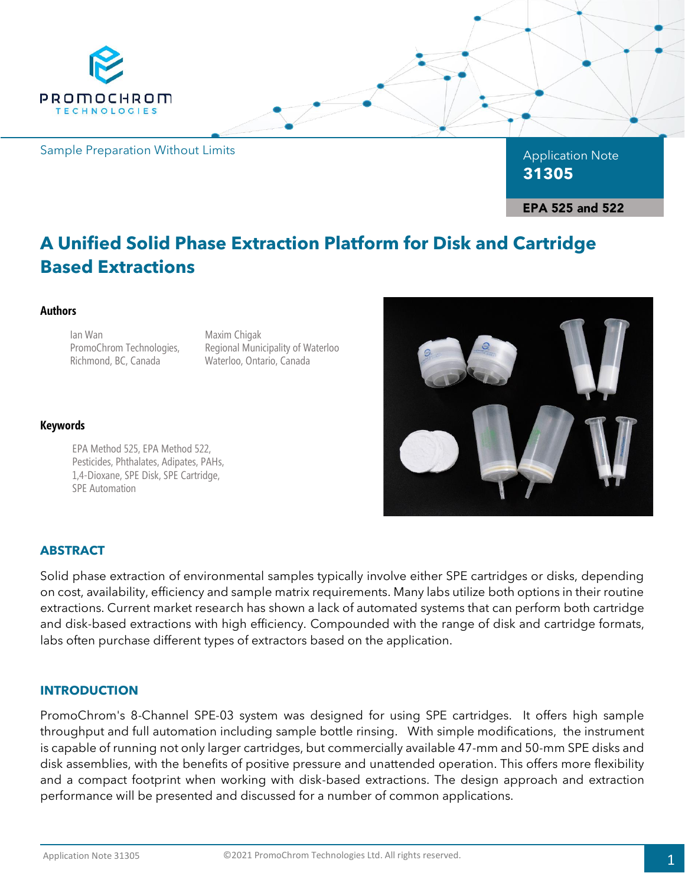PROMOCHROM TECHNOLOGIES

Sample Preparation Without Limits

Application Note
**31305**

**EPA 525 and 522**

# A Unified Solid Phase Extraction Platform for Disk and Cartridge Based Extractions

**Authors**

Ian Wan
PromoChrom Technologies,
Richmond, BC, Canada

Maxim Chigak
Regional Municipality of Waterloo
Waterloo, Ontario, Canada

**Keywords**

EPA Method 525, EPA Method 522, Pesticides, Phthalates, Adipates, PAHs, 1,4-Dioxane, SPE Disk, SPE Cartridge, SPE Automation

## ABSTRACT

Solid phase extraction of environmental samples typically involve either SPE cartridges or disks, depending on cost, availability, efficiency and sample matrix requirements. Many labs utilize both options in their routine extractions. Current market research has shown a lack of automated systems that can perform both cartridge and disk-based extractions with high efficiency. Compounded with the range of disk and cartridge formats, labs often purchase different types of extractors based on the application.

## INTRODUCTION

PromoChrom's 8-Channel SPE-03 system was designed for using SPE cartridges. It offers high sample throughput and full automation including sample bottle rinsing. With simple modifications, the instrument is capable of running not only larger cartridges, but commercially available 47-mm and 50-mm SPE disks and disk assemblies, with the benefits of positive pressure and unattended operation. This offers more flexibility and a compact footprint when working with disk-based extractions. The design approach and extraction performance will be presented and discussed for a number of common applications.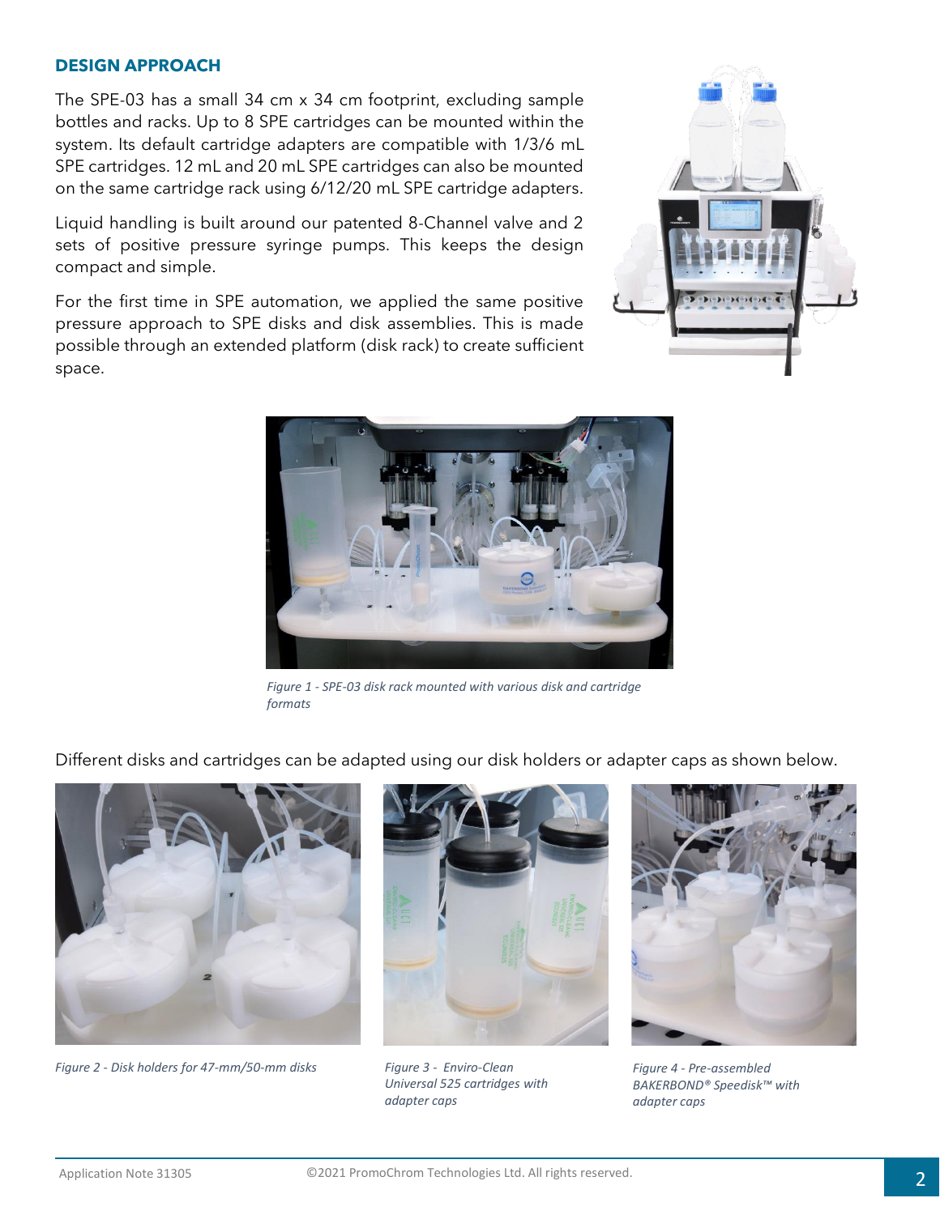## DESIGN APPROACH

The SPE-03 has a small 34 cm x 34 cm footprint, excluding sample bottles and racks. Up to 8 SPE cartridges can be mounted within the system. Its default cartridge adapters are compatible with 1/3/6 mL SPE cartridges. 12 mL and 20 mL SPE cartridges can also be mounted on the same cartridge rack using 6/12/20 mL SPE cartridge adapters.

Liquid handling is built around our patented 8-Channel valve and 2 sets of positive pressure syringe pumps. This keeps the design compact and simple.

For the first time in SPE automation, we applied the same positive pressure approach to SPE disks and disk assemblies. This is made possible through an extended platform (disk rack) to create sufficient space.

*Figure 1 - SPE-03 disk rack mounted with various disk and cartridge formats*

Different disks and cartridges can be adapted using our disk holders or adapter caps as shown below.

*Figure 2 - Disk holders for 47-mm/50-mm disks*

*Figure 3 - Enviro-Clean Universal 525 cartridges with adapter caps*

*Figure 4 - Pre-assembled BAKERBOND® Speedisk™ with adapter caps*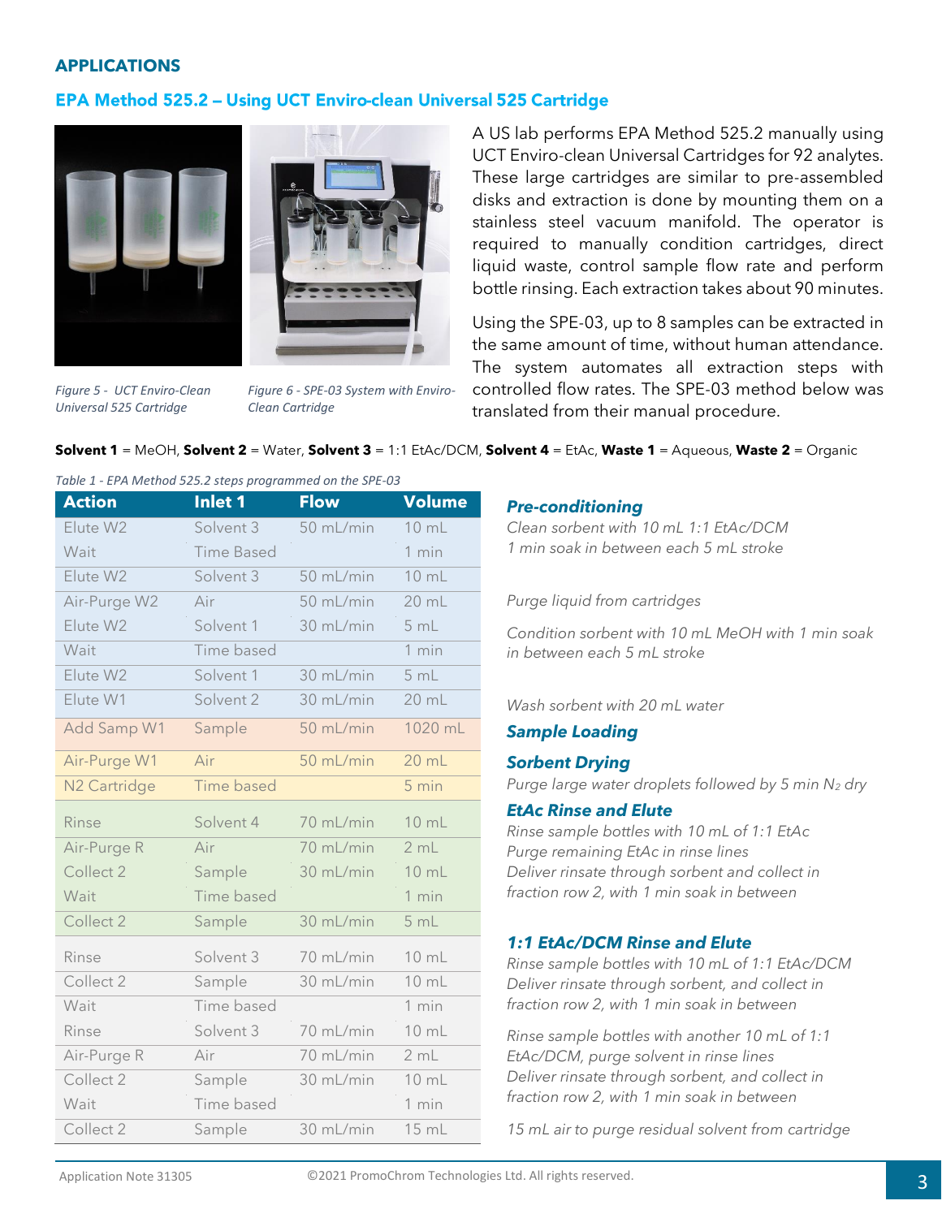## APPLICATIONS

### EPA Method 525.2 – Using UCT Enviro-clean Universal 525 Cartridge

*Figure 5 - UCT Enviro-Clean Universal 525 Cartridge*

*Figure 6 - SPE-03 System with Enviro-Clean Cartridge*

A US lab performs EPA Method 525.2 manually using UCT Enviro-clean Universal Cartridges for 92 analytes. These large cartridges are similar to pre-assembled disks and extraction is done by mounting them on a stainless steel vacuum manifold. The operator is required to manually condition cartridges, direct liquid waste, control sample flow rate and perform bottle rinsing. Each extraction takes about 90 minutes.

Using the SPE-03, up to 8 samples can be extracted in the same amount of time, without human attendance. The system automates all extraction steps with controlled flow rates. The SPE-03 method below was translated from their manual procedure.

**Solvent 1** = MeOH, **Solvent 2** = Water, **Solvent 3** = 1:1 EtAc/DCM, **Solvent 4** = EtAc, **Waste 1** = Aqueous, **Waste 2** = Organic

*Table 1 - EPA Method 525.2 steps programmed on the SPE-03*

| Action | Inlet 1 | Flow | Volume | Description |
|---|---|---|---|---|
| Elute W2 | Solvent 3 | 50 mL/min | 10 mL | ***Pre-conditioning*** Clean sorbent with 10 mL 1:1 EtAc/DCM 1 min soak in between each 5 mL stroke |
| Wait | Time Based | | 1 min | |
| Elute W2 | Solvent 3 | 50 mL/min | 10 mL | |
| Air-Purge W2 | Air | 50 mL/min | 20 mL | *Purge liquid from cartridges* |
| Elute W2 | Solvent 1 | 30 mL/min | 5 mL | *Condition sorbent with 10 mL MeOH with 1 min soak in between each 5 mL stroke* |
| Wait | Time based | | 1 min | |
| Elute W2 | Solvent 1 | 30 mL/min | 5 mL | |
| Elute W1 | Solvent 2 | 30 mL/min | 20 mL | *Wash sorbent with 20 mL water* |
| Add Samp W1 | Sample | 50 mL/min | 1020 mL | ***Sample Loading*** |
| Air-Purge W1 | Air | 50 mL/min | 20 mL | ***Sorbent Drying*** Purge large water droplets followed by 5 min $N_2$ dry |
| N2 Cartridge | Time based | | 5 min | |
| Rinse | Solvent 4 | 70 mL/min | 10 mL | ***EtAc Rinse and Elute*** Rinse sample bottles with 10 mL of 1:1 EtAc |
| Air-Purge R | Air | 70 mL/min | 2 mL | *Purge remaining EtAc in rinse lines* |
| Collect 2 | Sample | 30 mL/min | 10 mL | *Deliver rinsate through sorbent and collect in fraction row 2, with 1 min soak in between* |
| Wait | Time based | | 1 min | |
| Collect 2 | Sample | 30 mL/min | 5 mL | |
| Rinse | Solvent 3 | 70 mL/min | 10 mL | ***1:1 EtAc/DCM Rinse and Elute*** Rinse sample bottles with 10 mL of 1:1 EtAc/DCM |
| Collect 2 | Sample | 30 mL/min | 10 mL | *Deliver rinsate through sorbent, and collect in fraction row 2, with 1 min soak in between* |
| Wait | Time based | | 1 min | |
| Rinse | Solvent 3 | 70 mL/min | 10 mL | *Rinse sample bottles with another 10 mL of 1:1 EtAc/DCM, purge solvent in rinse lines* |
| Air-Purge R | Air | 70 mL/min | 2 mL | |
| Collect 2 | Sample | 30 mL/min | 10 mL | *Deliver rinsate through sorbent, and collect in fraction row 2, with 1 min soak in between* |
| Wait | Time based | | 1 min | |
| Collect 2 | Sample | 30 mL/min | 15 mL | *15 mL air to purge residual solvent from cartridge* |

Application Note 31305

©2021 PromoChrom Technologies Ltd. All rights reserved.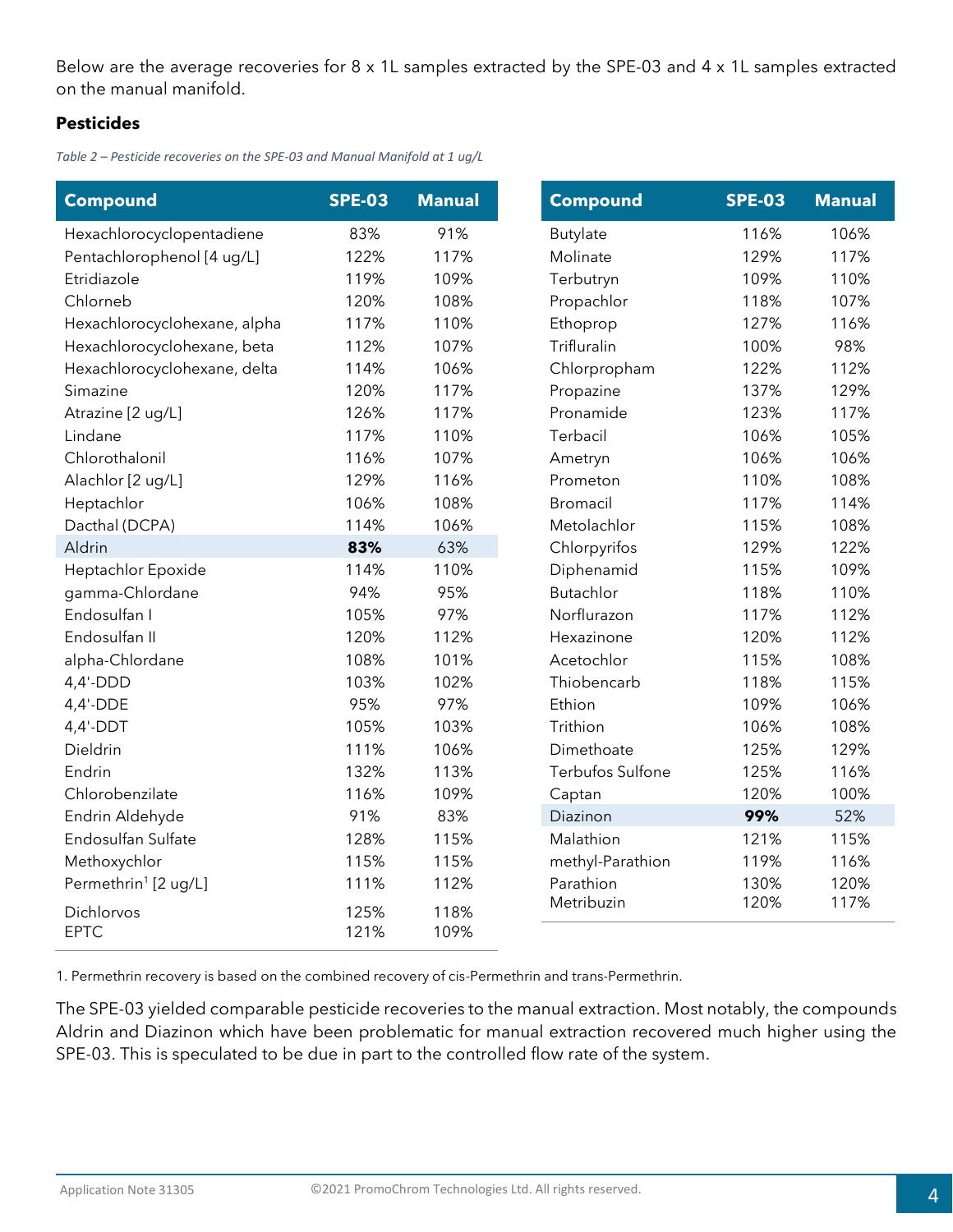Below are the average recoveries for 8 x 1L samples extracted by the SPE-03 and 4 x 1L samples extracted on the manual manifold.

**Pesticides**

*Table 2 – Pesticide recoveries on the SPE-03 and Manual Manifold at 1 ug/L*

| Compound | SPE-03 | Manual |
|---|---|---|
| Hexachlorocyclopentadiene | 83% | 91% |
| Pentachlorophenol [4 ug/L] | 122% | 117% |
| Etridiazole | 119% | 109% |
| Chlorneb | 120% | 108% |
| Hexachlorocyclohexane, alpha | 117% | 110% |
| Hexachlorocyclohexane, beta | 112% | 107% |
| Hexachlorocyclohexane, delta | 114% | 106% |
| Simazine | 120% | 117% |
| Atrazine [2 ug/L] | 126% | 117% |
| Lindane | 117% | 110% |
| Chlorothalonil | 116% | 107% |
| Alachlor [2 ug/L] | 129% | 116% |
| Heptachlor | 106% | 108% |
| Dacthal (DCPA) | 114% | 106% |
| Aldrin | **83%** | 63% |
| Heptachlor Epoxide | 114% | 110% |
| gamma-Chlordane | 94% | 95% |
| Endosulfan I | 105% | 97% |
| Endosulfan II | 120% | 112% |
| alpha-Chlordane | 108% | 101% |
| 4,4'-DDD | 103% | 102% |
| 4,4'-DDE | 95% | 97% |
| 4,4'-DDT | 105% | 103% |
| Dieldrin | 111% | 106% |
| Endrin | 132% | 113% |
| Chlorobenzilate | 116% | 109% |
| Endrin Aldehyde | 91% | 83% |
| Endosulfan Sulfate | 128% | 115% |
| Methoxychlor | 115% | 115% |
| Permethrin[1] [2 ug/L] | 111% | 112% |
| Dichlorvos | 125% | 118% |
| EPTC | 121% | 109% |
| Butylate | 116% | 106% |
| Molinate | 129% | 117% |
| Terbutryn | 109% | 110% |
| Propachlor | 118% | 107% |
| Ethoprop | 127% | 116% |
| Trifluralin | 100% | 98% |
| Chlorpropham | 122% | 112% |
| Propazine | 137% | 129% |
| Pronamide | 123% | 117% |
| Terbacil | 106% | 105% |
| Ametryn | 106% | 106% |
| Prometon | 110% | 108% |
| Bromacil | 117% | 114% |
| Metolachlor | 115% | 108% |
| Chlorpyrifos | 129% | 122% |
| Diphenamid | 115% | 109% |
| Butachlor | 118% | 110% |
| Norflurazon | 117% | 112% |
| Hexazinone | 120% | 112% |
| Acetochlor | 115% | 108% |
| Thiobencarb | 118% | 115% |
| Ethion | 109% | 106% |
| Trithion | 106% | 108% |
| Dimethoate | 125% | 129% |
| Terbufos Sulfone | 125% | 116% |
| Captan | 120% | 100% |
| Diazinon | **99%** | 52% |
| Malathion | 121% | 115% |
| methyl-Parathion | 119% | 116% |
| Parathion | 130% | 120% |
| Metribuzin | 120% | 117% |

1. Permethrin recovery is based on the combined recovery of cis-Permethrin and trans-Permethrin.

The SPE-03 yielded comparable pesticide recoveries to the manual extraction. Most notably, the compounds Aldrin and Diazinon which have been problematic for manual extraction recovered much higher using the SPE-03. This is speculated to be due in part to the controlled flow rate of the system.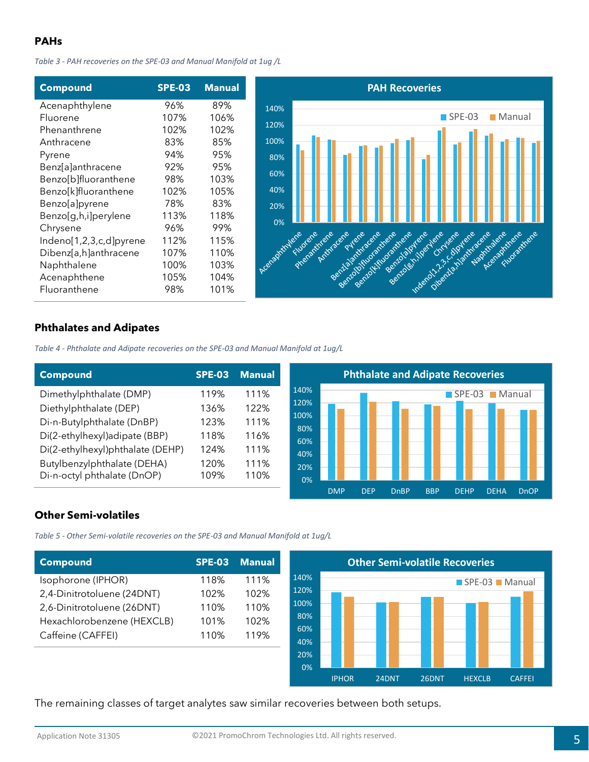## PAHs

*Table 3 - PAH recoveries on the SPE-03 and Manual Manifold at 1ug /L*

| Compound | SPE-03 | Manual |
|---|---|---|
| Acenaphthylene | 96% | 89% |
| Fluorene | 107% | 106% |
| Phenanthrene | 102% | 102% |
| Anthracene | 83% | 85% |
| Pyrene | 94% | 95% |
| Benz[a]anthracene | 92% | 95% |
| Benzo[b]fluoranthene | 98% | 103% |
| Benzo[k]fluoranthene | 102% | 105% |
| Benzo[a]pyrene | 78% | 83% |
| Benzo[g,h,i]perylene | 113% | 118% |
| Chrysene | 96% | 99% |
| Indeno[1,2,3,c,d]pyrene | 112% | 115% |
| Dibenz[a,h]anthracene | 107% | 110% |
| Naphthalene | 100% | 103% |
| Acenaphthene | 105% | 104% |
| Fluoranthene | 98% | 101% |

## Phthalates and Adipates

*Table 4 - Phthalate and Adipate recoveries on the SPE-03 and Manual Manifold at 1ug/L*

| Compound | SPE-03 | Manual |
|---|---|---|
| Dimethylphthalate (DMP) | 119% | 111% |
| Diethylphthalate (DEP) | 136% | 122% |
| Di-n-Butylphthalate (DnBP) | 123% | 111% |
| Di(2-ethylhexyl)adipate (BBP) | 118% | 116% |
| Di(2-ethylhexyl)phthalate (DEHP) | 124% | 111% |
| Butylbenzylphthalate (DEHA) | 120% | 111% |
| Di-n-octyl phthalate (DnOP) | 109% | 110% |

## Other Semi-volatiles

*Table 5 - Other Semi-volatile recoveries on the SPE-03 and Manual Manifold at 1ug/L*

| Compound | SPE-03 | Manual |
|---|---|---|
| Isophorone (IPHOR) | 118% | 111% |
| 2,4-Dinitrotoluene (24DNT) | 102% | 102% |
| 2,6-Dinitrotoluene (26DNT) | 110% | 110% |
| Hexachlorobenzene (HEXCLB) | 101% | 102% |
| Caffeine (CAFFEI) | 110% | 119% |

The remaining classes of target analytes saw similar recoveries between both setups.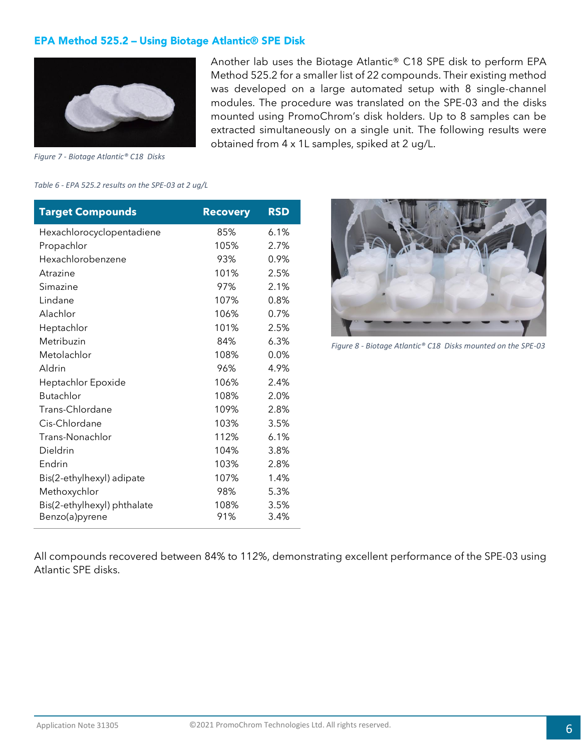## EPA Method 525.2 – Using Biotage Atlantic® SPE Disk

*Figure 7 - Biotage Atlantic® C18 Disks*

Another lab uses the Biotage Atlantic® C18 SPE disk to perform EPA Method 525.2 for a smaller list of 22 compounds. Their existing method was developed on a large automated setup with 8 single-channel modules. The procedure was translated on the SPE-03 and the disks mounted using PromoChrom's disk holders. Up to 8 samples can be extracted simultaneously on a single unit. The following results were obtained from 4 x 1L samples, spiked at 2 ug/L.

*Table 6 - EPA 525.2 results on the SPE-03 at 2 ug/L*

| Target Compounds | Recovery | RSD |
|---|---|---|
| Hexachlorocyclopentadiene | 85% | 6.1% |
| Propachlor | 105% | 2.7% |
| Hexachlorobenzene | 93% | 0.9% |
| Atrazine | 101% | 2.5% |
| Simazine | 97% | 2.1% |
| Lindane | 107% | 0.8% |
| Alachlor | 106% | 0.7% |
| Heptachlor | 101% | 2.5% |
| Metribuzin | 84% | 6.3% |
| Metolachlor | 108% | 0.0% |
| Aldrin | 96% | 4.9% |
| Heptachlor Epoxide | 106% | 2.4% |
| Butachlor | 108% | 2.0% |
| Trans-Chlordane | 109% | 2.8% |
| Cis-Chlordane | 103% | 3.5% |
| Trans-Nonachlor | 112% | 6.1% |
| Dieldrin | 104% | 3.8% |
| Endrin | 103% | 2.8% |
| Bis(2-ethylhexyl) adipate | 107% | 1.4% |
| Methoxychlor | 98% | 5.3% |
| Bis(2-ethylhexyl) phthalate | 108% | 3.5% |
| Benzo(a)pyrene | 91% | 3.4% |

*Figure 8 - Biotage Atlantic® C18 Disks mounted on the SPE-03*

All compounds recovered between 84% to 112%, demonstrating excellent performance of the SPE-03 using Atlantic SPE disks.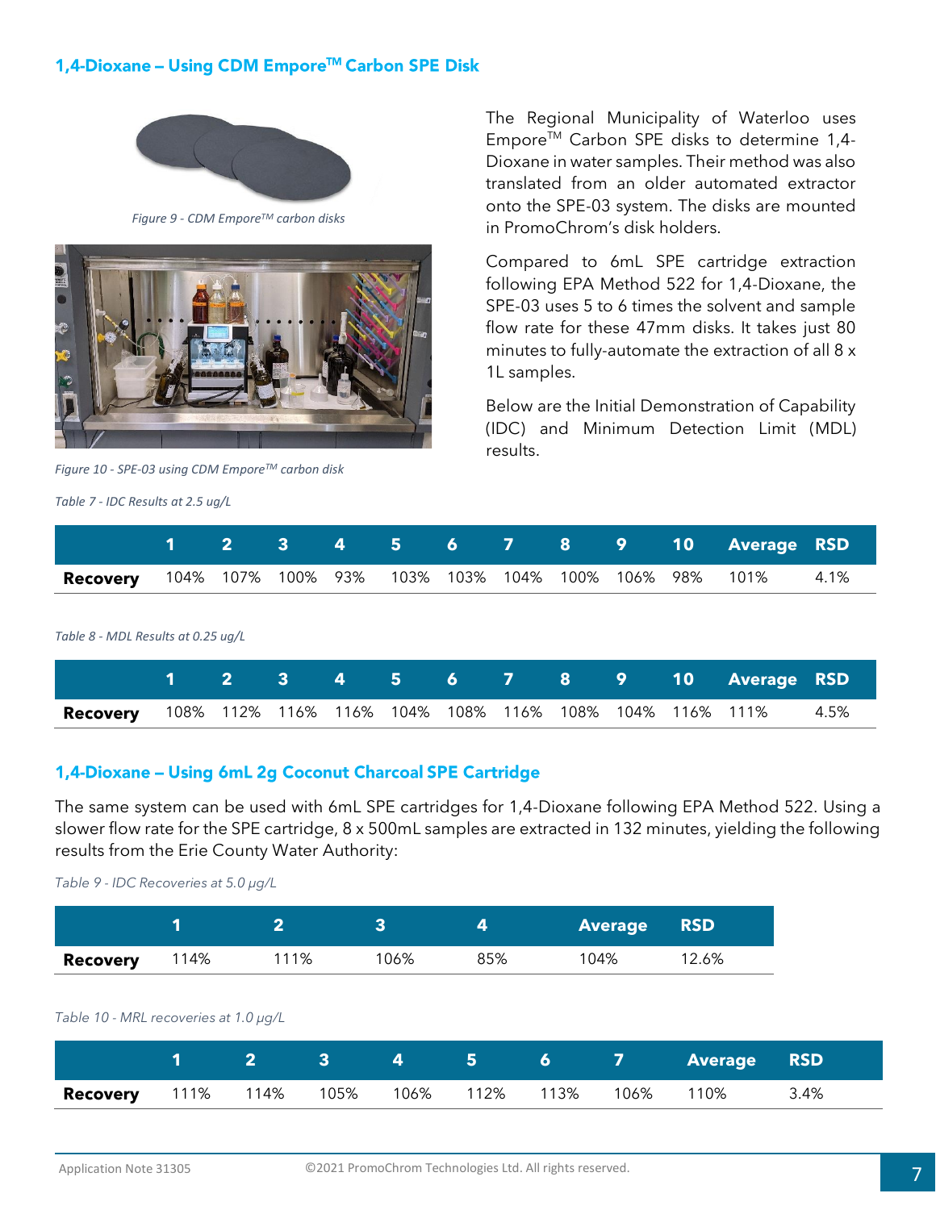## 1,4-Dioxane – Using CDM Empore™ Carbon SPE Disk

Figure 9 - CDM Empore™ carbon disks

Figure 10 - SPE-03 using CDM Empore™ carbon disk

The Regional Municipality of Waterloo uses Empore™ Carbon SPE disks to determine 1,4-Dioxane in water samples. Their method was also translated from an older automated extractor onto the SPE-03 system. The disks are mounted in PromoChrom's disk holders.

Compared to 6mL SPE cartridge extraction following EPA Method 522 for 1,4-Dioxane, the SPE-03 uses 5 to 6 times the solvent and sample flow rate for these 47mm disks. It takes just 80 minutes to fully-automate the extraction of all 8 x 1L samples.

Below are the Initial Demonstration of Capability (IDC) and Minimum Detection Limit (MDL) results.

*Table 7 - IDC Results at 2.5 ug/L*

| | 1 | 2 | 3 | 4 | 5 | 6 | 7 | 8 | 9 | 10 | Average | RSD |
|---|---|---|---|---|---|---|---|---|---|---|---|---|
| **Recovery** | 104% | 107% | 100% | 93% | 103% | 103% | 104% | 100% | 106% | 98% | 101% | 4.1% |

*Table 8 - MDL Results at 0.25 ug/L*

| | 1 | 2 | 3 | 4 | 5 | 6 | 7 | 8 | 9 | 10 | Average | RSD |
|---|---|---|---|---|---|---|---|---|---|---|---|---|
| **Recovery** | 108% | 112% | 116% | 116% | 104% | 108% | 116% | 108% | 104% | 116% | 111% | 4.5% |

## 1,4-Dioxane – Using 6mL 2g Coconut Charcoal SPE Cartridge

The same system can be used with 6mL SPE cartridges for 1,4-Dioxane following EPA Method 522. Using a slower flow rate for the SPE cartridge, 8 x 500mL samples are extracted in 132 minutes, yielding the following results from the Erie County Water Authority:

*Table 9 - IDC Recoveries at 5.0 μg/L*

| | 1 | 2 | 3 | 4 | Average | RSD |
|---|---|---|---|---|---|---|
| **Recovery** | 114% | 111% | 106% | 85% | 104% | 12.6% |

*Table 10 - MRL recoveries at 1.0 μg/L*

| | 1 | 2 | 3 | 4 | 5 | 6 | 7 | Average | RSD |
|---|---|---|---|---|---|---|---|---|---|
| **Recovery** | 111% | 114% | 105% | 106% | 112% | 113% | 106% | 110% | 3.4% |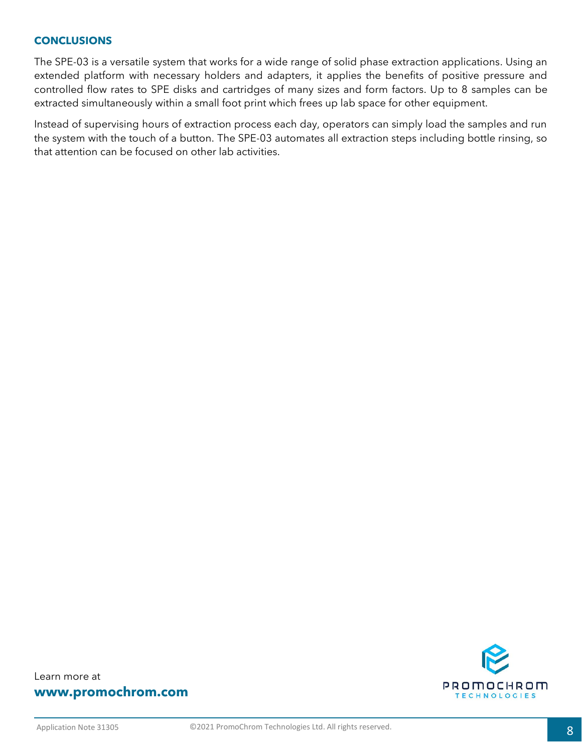## CONCLUSIONS

The SPE-03 is a versatile system that works for a wide range of solid phase extraction applications. Using an extended platform with necessary holders and adapters, it applies the benefits of positive pressure and controlled flow rates to SPE disks and cartridges of many sizes and form factors. Up to 8 samples can be extracted simultaneously within a small foot print which frees up lab space for other equipment.

Instead of supervising hours of extraction process each day, operators can simply load the samples and run the system with the touch of a button. The SPE-03 automates all extraction steps including bottle rinsing, so that attention can be focused on other lab activities.

Learn more at
**www.promochrom.com**

PROMOCHROM TECHNOLOGIES